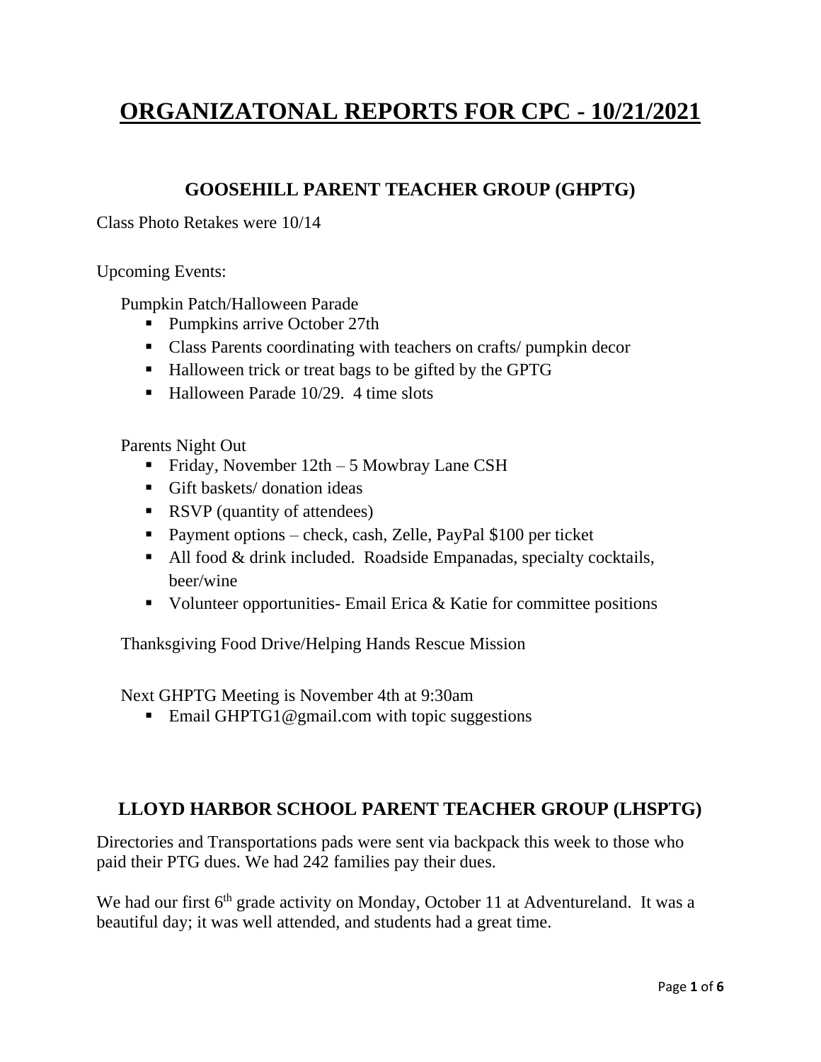# ORGANIZATONAL REPORTS FOR CPC - 10/21/2021

## GOOSEHILL PARENT TEACHER GROUP (GHPTG)

Class Photo Retakes were 10/14

Upcoming Events:

Pumpkin Patch/Halloween Parade

- Pumpkins arrive October 27th
- Class Parents coordinating with teachers on crafts/ pumpkin decor
- Halloween trick or treat bags to be gifted by the GPTG
- Halloween Parade 10/29. 4 time slots

Parents Night Out

- Friday, November 12th – 5 Mowbray Lane CSH
- Gift baskets/ donation ideas
- RSVP (quantity of attendees)
- Payment options – check, cash, Zelle, PayPal $100 per ticket
- All food & drink included. Roadside Empanadas, specialty cocktails, beer/wine
- Volunteer opportunities- Email Erica & Katie for committee positions

Thanksgiving Food Drive/Helping Hands Rescue Mission

Next GHPTG Meeting is November 4th at 9:30am

- Email GHPTG1@gmail.com with topic suggestions

## LLOYD HARBOR SCHOOL PARENT TEACHER GROUP (LHSPTG)

Directories and Transportations pads were sent via backpack this week to those who paid their PTG dues. We had 242 families pay their dues.

We had our first 6th grade activity on Monday, October 11 at Adventureland. It was a beautiful day; it was well attended, and students had a great time.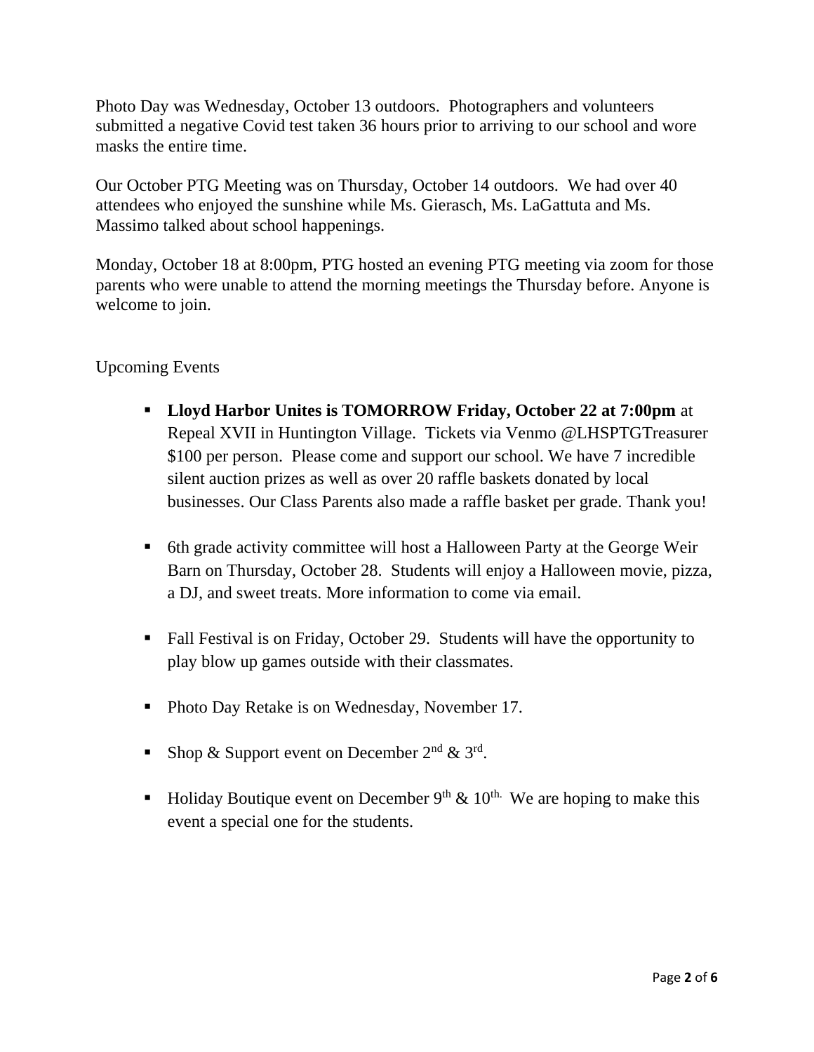Photo Day was Wednesday, October 13 outdoors. Photographers and volunteers submitted a negative Covid test taken 36 hours prior to arriving to our school and wore masks the entire time.

Our October PTG Meeting was on Thursday, October 14 outdoors. We had over 40 attendees who enjoyed the sunshine while Ms. Gierasch, Ms. LaGattuta and Ms. Massimo talked about school happenings.

Monday, October 18 at 8:00pm, PTG hosted an evening PTG meeting via zoom for those parents who were unable to attend the morning meetings the Thursday before. Anyone is welcome to join.

Upcoming Events

- **Lloyd Harbor Unites is TOMORROW Friday, October 22 at 7:00pm** at Repeal XVII in Huntington Village. Tickets via Venmo @LHSPTGTreasurer $100 per person. Please come and support our school. We have 7 incredible silent auction prizes as well as over 20 raffle baskets donated by local businesses. Our Class Parents also made a raffle basket per grade. Thank you!

- 6th grade activity committee will host a Halloween Party at the George Weir Barn on Thursday, October 28. Students will enjoy a Halloween movie, pizza, a DJ, and sweet treats. More information to come via email.

- Fall Festival is on Friday, October 29. Students will have the opportunity to play blow up games outside with their classmates.

- Photo Day Retake is on Wednesday, November 17.

- Shop & Support event on December 2nd & 3rd.

- Holiday Boutique event on December 9th & 10th. We are hoping to make this event a special one for the students.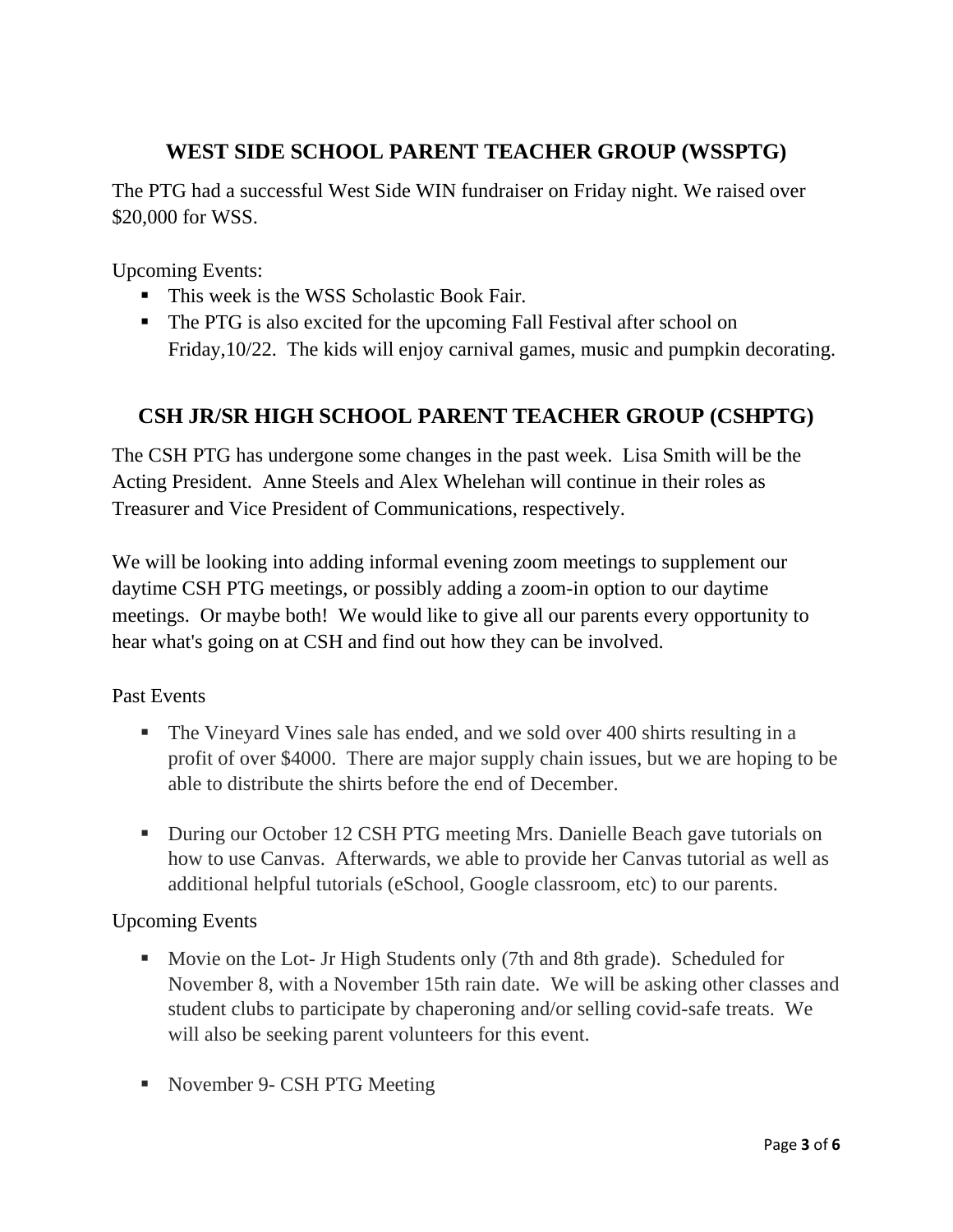## WEST SIDE SCHOOL PARENT TEACHER GROUP (WSSPTG)

The PTG had a successful West Side WIN fundraiser on Friday night. We raised over $20,000 for WSS.

Upcoming Events:

- This week is the WSS Scholastic Book Fair.
- The PTG is also excited for the upcoming Fall Festival after school on Friday,10/22. The kids will enjoy carnival games, music and pumpkin decorating.

## CSH JR/SR HIGH SCHOOL PARENT TEACHER GROUP (CSHPTG)

The CSH PTG has undergone some changes in the past week. Lisa Smith will be the Acting President. Anne Steels and Alex Whelehan will continue in their roles as Treasurer and Vice President of Communications, respectively.

We will be looking into adding informal evening zoom meetings to supplement our daytime CSH PTG meetings, or possibly adding a zoom-in option to our daytime meetings. Or maybe both! We would like to give all our parents every opportunity to hear what's going on at CSH and find out how they can be involved.

Past Events

- The Vineyard Vines sale has ended, and we sold over 400 shirts resulting in a profit of over $4000. There are major supply chain issues, but we are hoping to be able to distribute the shirts before the end of December.

- During our October 12 CSH PTG meeting Mrs. Danielle Beach gave tutorials on how to use Canvas. Afterwards, we able to provide her Canvas tutorial as well as additional helpful tutorials (eSchool, Google classroom, etc) to our parents.

Upcoming Events

- Movie on the Lot- Jr High Students only (7th and 8th grade). Scheduled for November 8, with a November 15th rain date. We will be asking other classes and student clubs to participate by chaperoning and/or selling covid-safe treats. We will also be seeking parent volunteers for this event.

- November 9- CSH PTG Meeting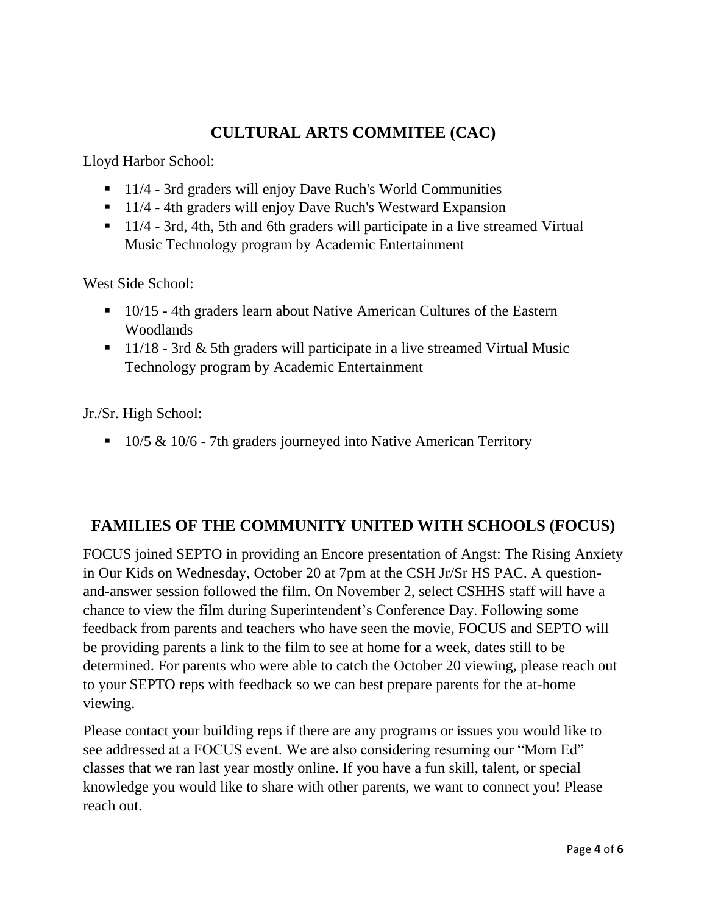## CULTURAL ARTS COMMITEE (CAC)

Lloyd Harbor School:

- 11/4 - 3rd graders will enjoy Dave Ruch's World Communities
- 11/4 - 4th graders will enjoy Dave Ruch's Westward Expansion
- 11/4 - 3rd, 4th, 5th and 6th graders will participate in a live streamed Virtual Music Technology program by Academic Entertainment

West Side School:

- 10/15 - 4th graders learn about Native American Cultures of the Eastern Woodlands
- 11/18 - 3rd & 5th graders will participate in a live streamed Virtual Music Technology program by Academic Entertainment

Jr./Sr. High School:

- 10/5 & 10/6 - 7th graders journeyed into Native American Territory

## FAMILIES OF THE COMMUNITY UNITED WITH SCHOOLS (FOCUS)

FOCUS joined SEPTO in providing an Encore presentation of Angst: The Rising Anxiety in Our Kids on Wednesday, October 20 at 7pm at the CSH Jr/Sr HS PAC. A question-and-answer session followed the film. On November 2, select CSHHS staff will have a chance to view the film during Superintendent's Conference Day. Following some feedback from parents and teachers who have seen the movie, FOCUS and SEPTO will be providing parents a link to the film to see at home for a week, dates still to be determined. For parents who were able to catch the October 20 viewing, please reach out to your SEPTO reps with feedback so we can best prepare parents for the at-home viewing.

Please contact your building reps if there are any programs or issues you would like to see addressed at a FOCUS event. We are also considering resuming our "Mom Ed" classes that we ran last year mostly online. If you have a fun skill, talent, or special knowledge you would like to share with other parents, we want to connect you! Please reach out.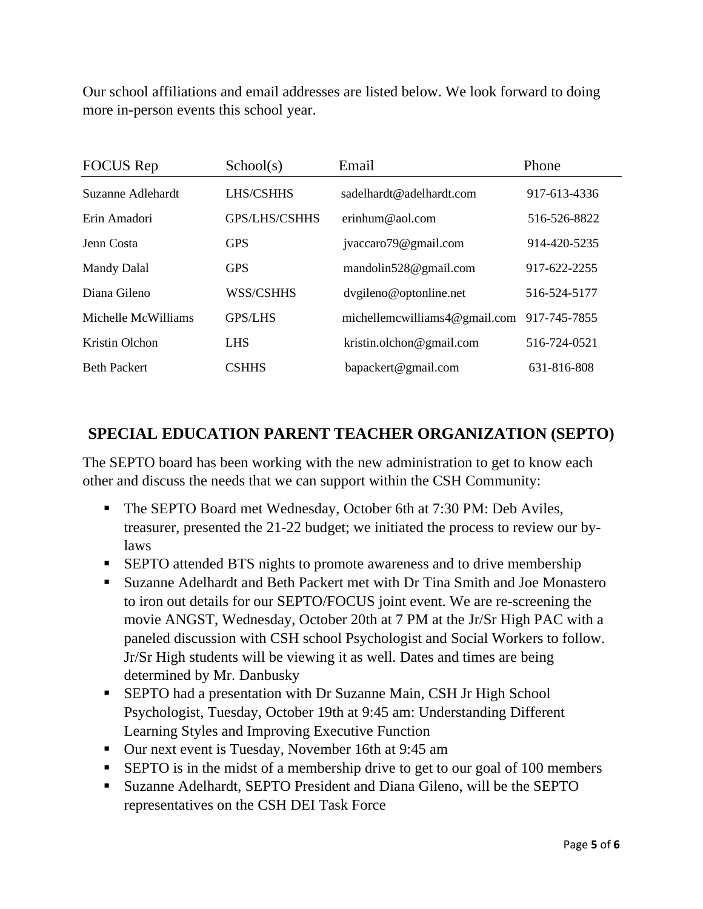Our school affiliations and email addresses are listed below. We look forward to doing more in-person events this school year.

| FOCUS Rep | School(s) | Email | Phone |
|---|---|---|---|
| Suzanne Adlehardt | LHS/CSHHS | sadelhardt@adelhardt.com | 917-613-4336 |
| Erin Amadori | GPS/LHS/CSHHS | erinhum@aol.com | 516-526-8822 |
| Jenn Costa | GPS | jvaccaro79@gmail.com | 914-420-5235 |
| Mandy Dalal | GPS | mandolin528@gmail.com | 917-622-2255 |
| Diana Gileno | WSS/CSHHS | dvgileno@optonline.net | 516-524-5177 |
| Michelle McWilliams | GPS/LHS | michellemcwilliams4@gmail.com | 917-745-7855 |
| Kristin Olchon | LHS | kristin.olchon@gmail.com | 516-724-0521 |
| Beth Packert | CSHHS | bapackert@gmail.com | 631-816-808 |

## SPECIAL EDUCATION PARENT TEACHER ORGANIZATION (SEPTO)

The SEPTO board has been working with the new administration to get to know each other and discuss the needs that we can support within the CSH Community:

- The SEPTO Board met Wednesday, October 6th at 7:30 PM: Deb Aviles, treasurer, presented the 21-22 budget; we initiated the process to review our by-laws
- SEPTO attended BTS nights to promote awareness and to drive membership
- Suzanne Adelhardt and Beth Packert met with Dr Tina Smith and Joe Monastero to iron out details for our SEPTO/FOCUS joint event. We are re-screening the movie ANGST, Wednesday, October 20th at 7 PM at the Jr/Sr High PAC with a paneled discussion with CSH school Psychologist and Social Workers to follow. Jr/Sr High students will be viewing it as well. Dates and times are being determined by Mr. Danbusky
- SEPTO had a presentation with Dr Suzanne Main, CSH Jr High School Psychologist, Tuesday, October 19th at 9:45 am: Understanding Different Learning Styles and Improving Executive Function
- Our next event is Tuesday, November 16th at 9:45 am
- SEPTO is in the midst of a membership drive to get to our goal of 100 members
- Suzanne Adelhardt, SEPTO President and Diana Gileno, will be the SEPTO representatives on the CSH DEI Task Force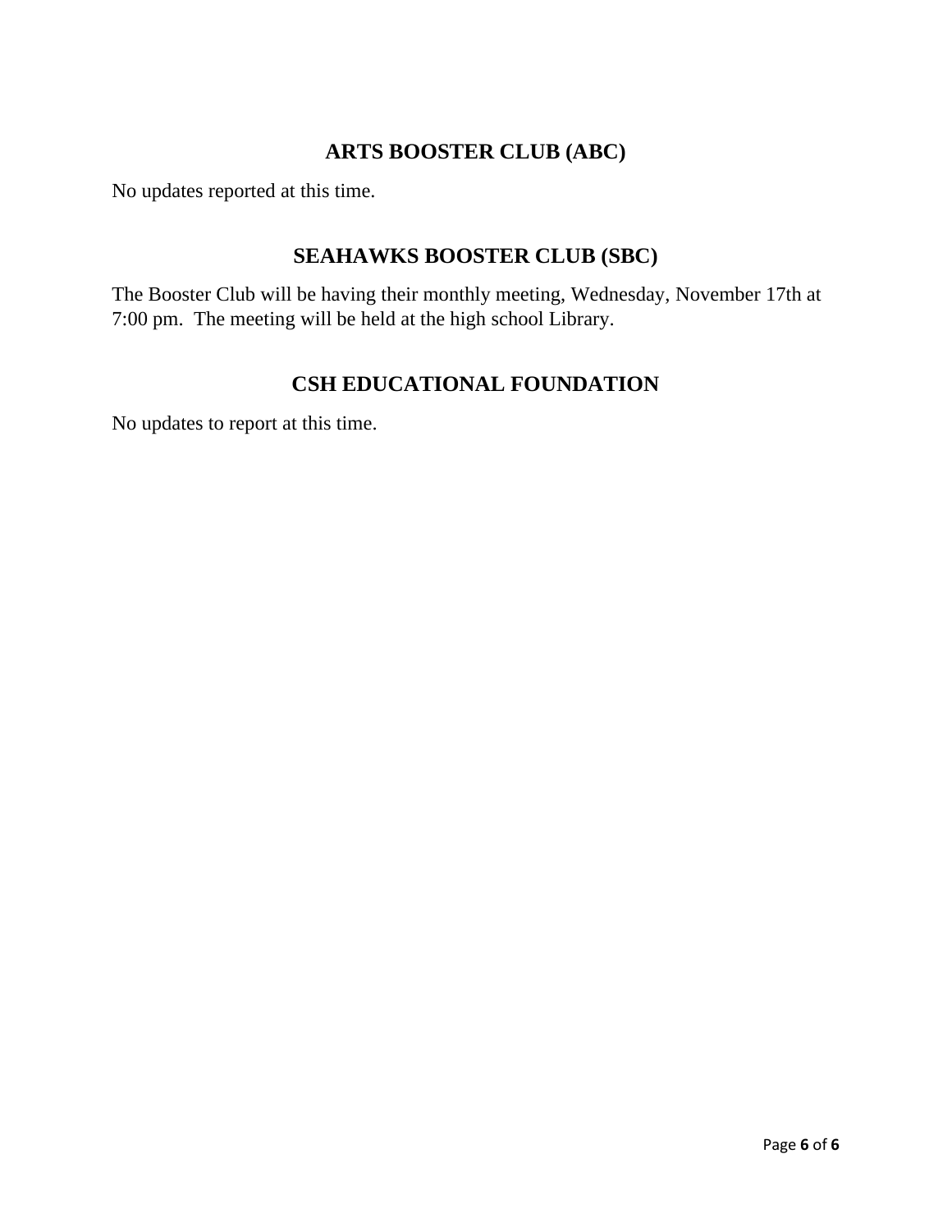## ARTS BOOSTER CLUB (ABC)

No updates reported at this time.

## SEAHAWKS BOOSTER CLUB (SBC)

The Booster Club will be having their monthly meeting, Wednesday, November 17th at 7:00 pm. The meeting will be held at the high school Library.

## CSH EDUCATIONAL FOUNDATION

No updates to report at this time.